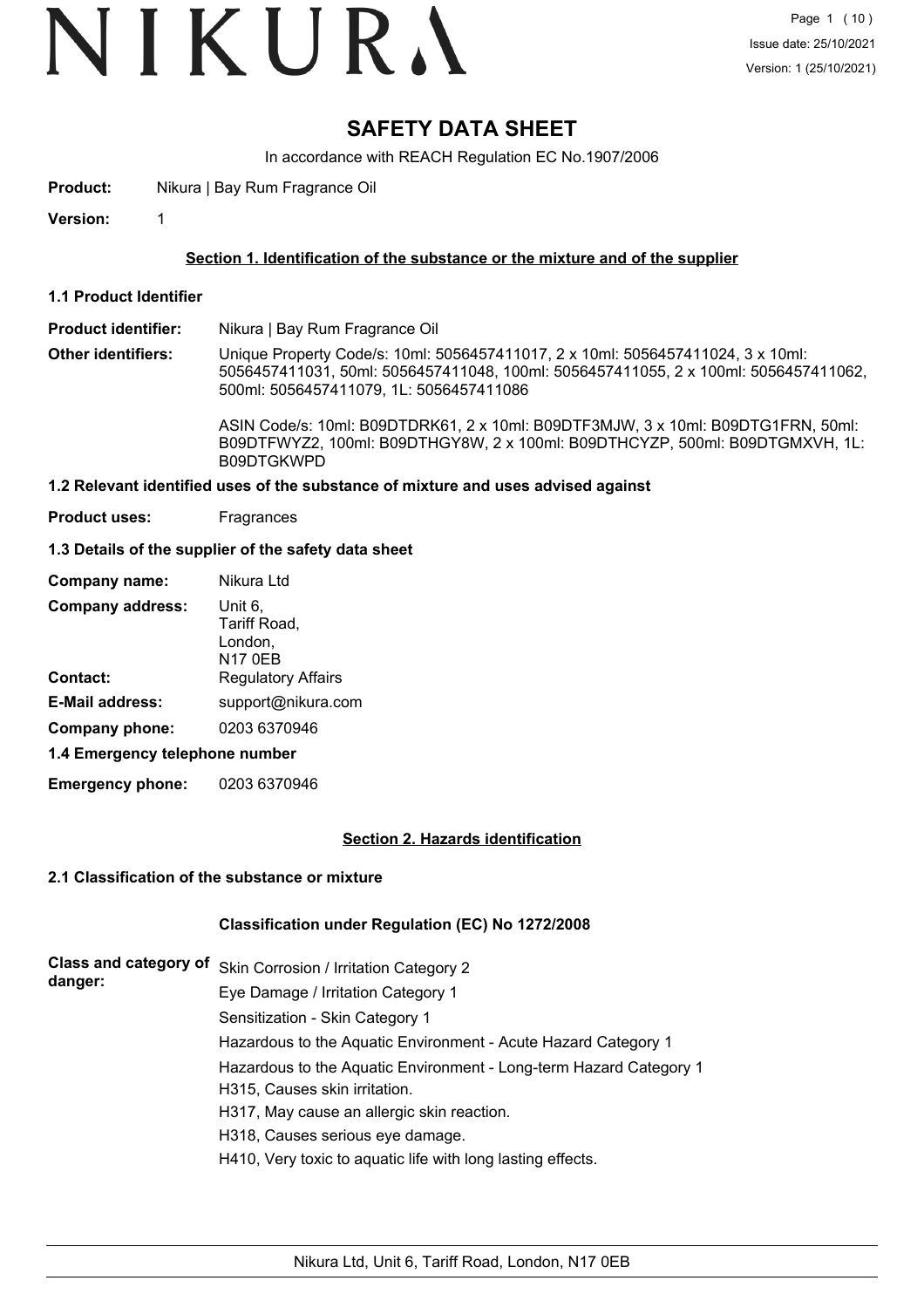# SAFETY DATA SHEET

In accordance with REACH Regulation EC No.1907/2006

**Product:** Nikura | Bay Rum Fragrance Oil

**Version:** 1

## Section 1. Identification of the substance or the mixture and of the supplier

### 1.1 Product Identifier

**Product identifier:** Nikura | Bay Rum Fragrance Oil

**Other identifiers:** Unique Property Code/s: 10ml: 5056457411017, 2 x 10ml: 5056457411024, 3 x 10ml: 5056457411031, 50ml: 5056457411048, 100ml: 5056457411055, 2 x 100ml: 5056457411062, 500ml: 5056457411079, 1L: 5056457411086

ASIN Code/s: 10ml: B09DTDRK61, 2 x 10ml: B09DTF3MJW, 3 x 10ml: B09DTG1FRN, 50ml: B09DTFWYZ2, 100ml: B09DTHGY8W, 2 x 100ml: B09DTHCYZP, 500ml: B09DTGMXVH, 1L: B09DTGKWPD

### 1.2 Relevant identified uses of the substance of mixture and uses advised against

**Product uses:** Fragrances

### 1.3 Details of the supplier of the safety data sheet

**Company name:** Nikura Ltd

**Company address:** Unit 6, Tariff Road, London, N17 0EB

**Contact:** Regulatory Affairs

**E-Mail address:** support@nikura.com

**Company phone:** 0203 6370946

### 1.4 Emergency telephone number

**Emergency phone:** 0203 6370946

## Section 2. Hazards identification

### 2.1 Classification of the substance or mixture

**Classification under Regulation (EC) No 1272/2008**

**Class and category of danger:**

Skin Corrosion / Irritation Category 2

Eye Damage / Irritation Category 1

Sensitization - Skin Category 1

Hazardous to the Aquatic Environment - Acute Hazard Category 1

Hazardous to the Aquatic Environment - Long-term Hazard Category 1

H315, Causes skin irritation.

H317, May cause an allergic skin reaction.

H318, Causes serious eye damage.

H410, Very toxic to aquatic life with long lasting effects.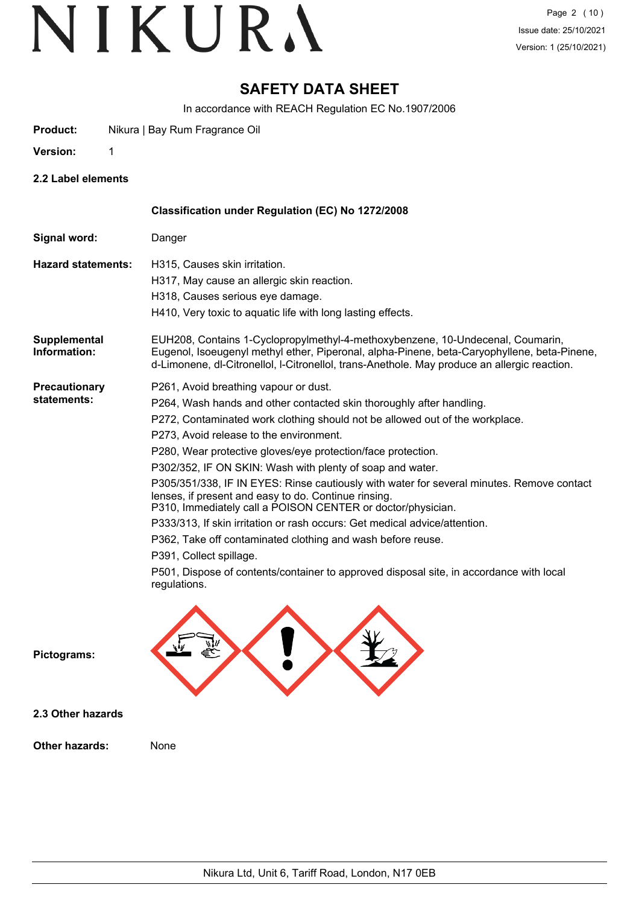# SAFETY DATA SHEET

In accordance with REACH Regulation EC No.1907/2006

**Product:** Nikura | Bay Rum Fragrance Oil

**Version:** 1

### 2.2 Label elements

**Classification under Regulation (EC) No 1272/2008**

**Signal word:** Danger

**Hazard statements:**
H315, Causes skin irritation.
H317, May cause an allergic skin reaction.
H318, Causes serious eye damage.
H410, Very toxic to aquatic life with long lasting effects.

**Supplemental Information:** EUH208, Contains 1-Cyclopropylmethyl-4-methoxybenzene, 10-Undecenal, Coumarin, Eugenol, Isoeugenyl methyl ether, Piperonal, alpha-Pinene, beta-Caryophyllene, beta-Pinene, d-Limonene, dl-Citronellol, l-Citronellol, trans-Anethole. May produce an allergic reaction.

**Precautionary statements:**
P261, Avoid breathing vapour or dust.
P264, Wash hands and other contacted skin thoroughly after handling.
P272, Contaminated work clothing should not be allowed out of the workplace.
P273, Avoid release to the environment.
P280, Wear protective gloves/eye protection/face protection.
P302/352, IF ON SKIN: Wash with plenty of soap and water.
P305/351/338, IF IN EYES: Rinse cautiously with water for several minutes. Remove contact lenses, if present and easy to do. Continue rinsing.
P310, Immediately call a POISON CENTER or doctor/physician.
P333/313, If skin irritation or rash occurs: Get medical advice/attention.
P362, Take off contaminated clothing and wash before reuse.
P391, Collect spillage.
P501, Dispose of contents/container to approved disposal site, in accordance with local regulations.

**Pictograms:**

### 2.3 Other hazards

**Other hazards:** None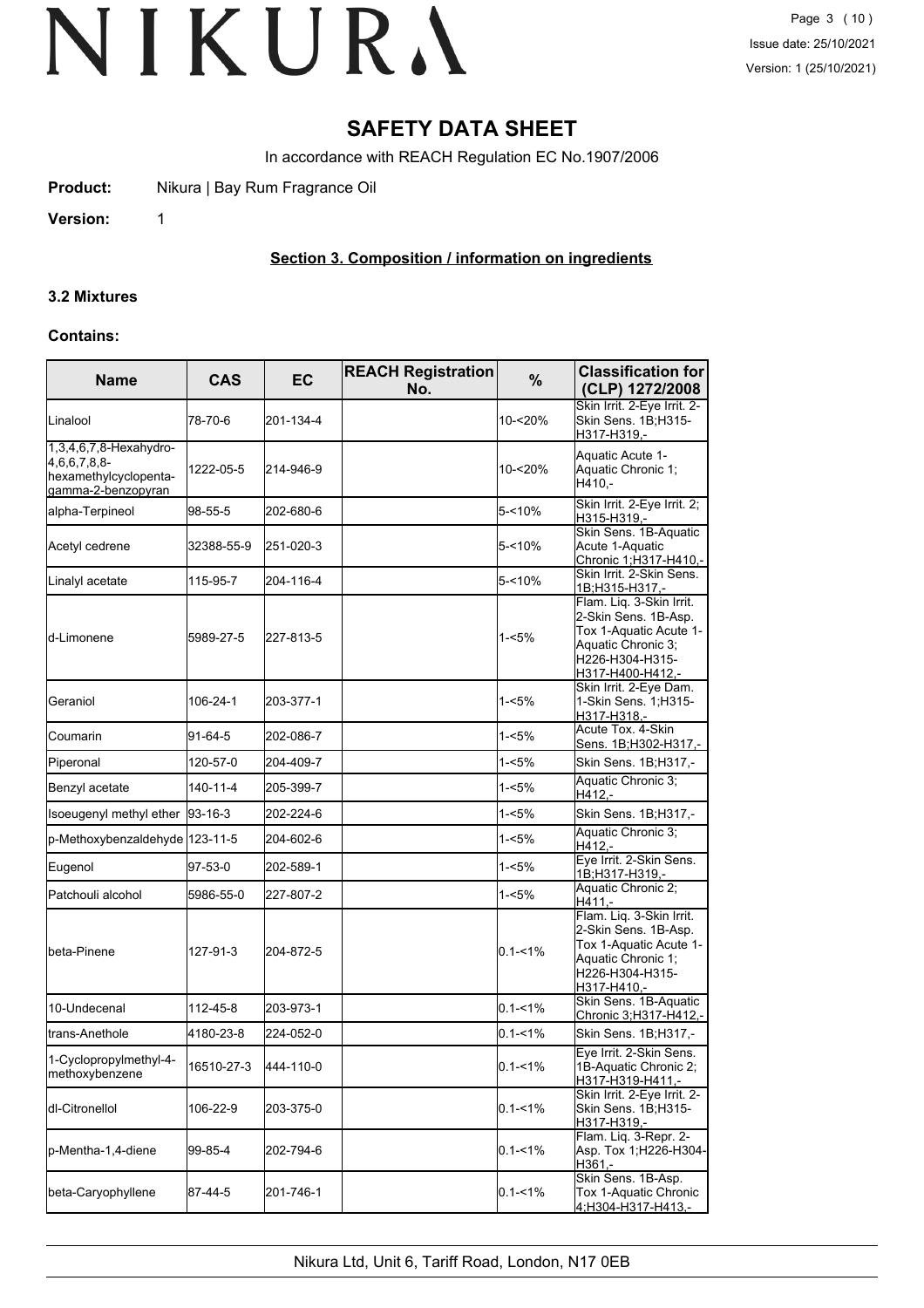# SAFETY DATA SHEET

In accordance with REACH Regulation EC No.1907/2006

**Product:** Nikura | Bay Rum Fragrance Oil

**Version:** 1

## Section 3. Composition / information on ingredients

### 3.2 Mixtures

#### Contains:

| Name | CAS | EC | REACH Registration No. | % | Classification for (CLP) 1272/2008 |
|---|---|---|---|---|---|
| Linalool | 78-70-6 | 201-134-4 | | 10-<20% | Skin Irrit. 2-Eye Irrit. 2-Skin Sens. 1B;H315-H317-H319,- |
| 1,3,4,6,7,8-Hexahydro-4,6,6,7,8,8-hexamethylcyclopenta-gamma-2-benzopyran | 1222-05-5 | 214-946-9 | | 10-<20% | Aquatic Acute 1-Aquatic Chronic 1;H410,- |
| alpha-Terpineol | 98-55-5 | 202-680-6 | | 5-<10% | Skin Irrit. 2-Eye Irrit. 2;H315-H319,- |
| Acetyl cedrene | 32388-55-9 | 251-020-3 | | 5-<10% | Skin Sens. 1B-Aquatic Acute 1-Aquatic Chronic 1;H317-H410,- |
| Linalyl acetate | 115-95-7 | 204-116-4 | | 5-<10% | Skin Irrit. 2-Skin Sens. 1B;H315-H317,- |
| d-Limonene | 5989-27-5 | 227-813-5 | | 1-<5% | Flam. Liq. 3-Skin Irrit. 2-Skin Sens. 1B-Asp. Tox 1-Aquatic Acute 1-Aquatic Chronic 3;H226-H304-H315-H317-H400-H412,- |
| Geraniol | 106-24-1 | 203-377-1 | | 1-<5% | Skin Irrit. 2-Eye Dam. 1-Skin Sens. 1;H315-H317-H318,- |
| Coumarin | 91-64-5 | 202-086-7 | | 1-<5% | Acute Tox. 4-Skin Sens. 1B;H302-H317,- |
| Piperonal | 120-57-0 | 204-409-7 | | 1-<5% | Skin Sens. 1B;H317,- |
| Benzyl acetate | 140-11-4 | 205-399-7 | | 1-<5% | Aquatic Chronic 3;H412,- |
| Isoeugenyl methyl ether | 93-16-3 | 202-224-6 | | 1-<5% | Skin Sens. 1B;H317,- |
| p-Methoxybenzaldehyde | 123-11-5 | 204-602-6 | | 1-<5% | Aquatic Chronic 3;H412,- |
| Eugenol | 97-53-0 | 202-589-1 | | 1-<5% | Eye Irrit. 2-Skin Sens. 1B;H317-H319,- |
| Patchouli alcohol | 5986-55-0 | 227-807-2 | | 1-<5% | Aquatic Chronic 2;H411,- |
| beta-Pinene | 127-91-3 | 204-872-5 | | 0.1-<1% | Flam. Liq. 3-Skin Irrit. 2-Skin Sens. 1B-Asp. Tox 1-Aquatic Acute 1-Aquatic Chronic 1;H226-H304-H315-H317-H410,- |
| 10-Undecenal | 112-45-8 | 203-973-1 | | 0.1-<1% | Skin Sens. 1B-Aquatic Chronic 3;H317-H412,- |
| trans-Anethole | 4180-23-8 | 224-052-0 | | 0.1-<1% | Skin Sens. 1B;H317,- |
| 1-Cyclopropylmethyl-4-methoxybenzene | 16510-27-3 | 444-110-0 | | 0.1-<1% | Eye Irrit. 2-Skin Sens. 1B-Aquatic Chronic 2;H317-H319-H411,- |
| dl-Citronellol | 106-22-9 | 203-375-0 | | 0.1-<1% | Skin Irrit. 2-Eye Irrit. 2-Skin Sens. 1B;H315-H317-H319,- |
| p-Mentha-1,4-diene | 99-85-4 | 202-794-6 | | 0.1-<1% | Flam. Liq. 3-Repr. 2-Asp. Tox 1;H226-H304-H361,- |
| beta-Caryophyllene | 87-44-5 | 201-746-1 | | 0.1-<1% | Skin Sens. 1B-Asp. Tox 1-Aquatic Chronic 4;H304-H317-H413,- |

Nikura Ltd, Unit 6, Tariff Road, London, N17 0EB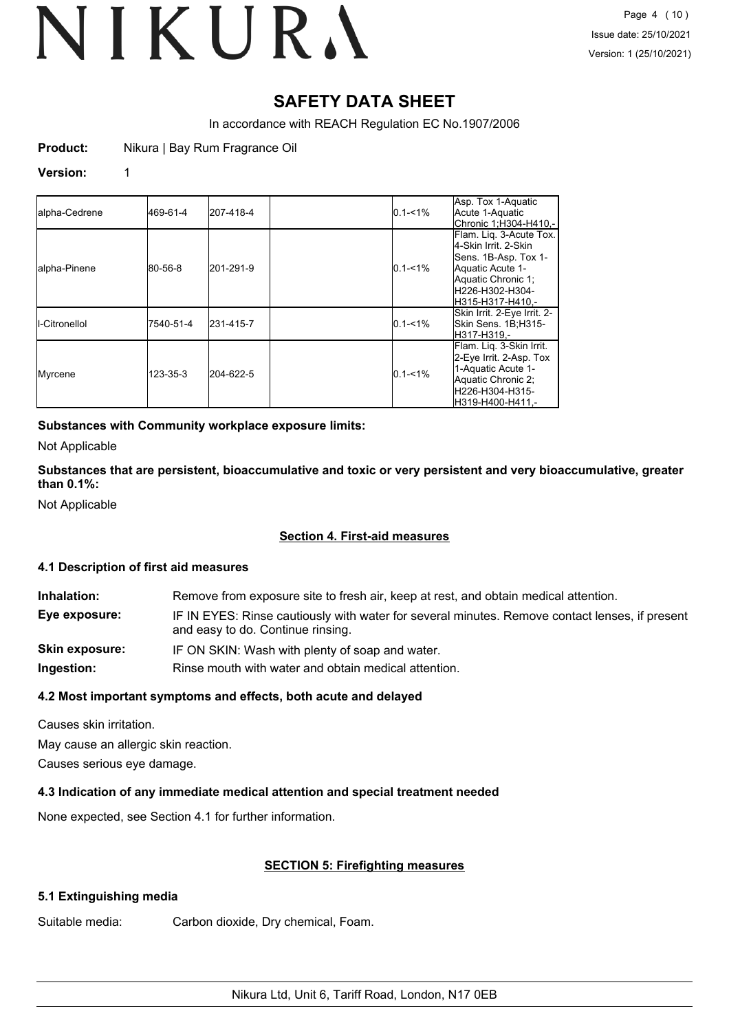# SAFETY DATA SHEET

In accordance with REACH Regulation EC No.1907/2006

**Product:** Nikura | Bay Rum Fragrance Oil

**Version:** 1

| | | | | | |
|---|---|---|---|---|---|
| alpha-Cedrene | 469-61-4 | 207-418-4 | | 0.1-<1% | Asp. Tox 1-Aquatic Acute 1-Aquatic Chronic 1;H304-H410,- |
| alpha-Pinene | 80-56-8 | 201-291-9 | | 0.1-<1% | Flam. Liq. 3-Acute Tox. 4-Skin Irrit. 2-Skin Sens. 1B-Asp. Tox 1-Aquatic Acute 1-Aquatic Chronic 1;H226-H302-H304-H315-H317-H410,- |
| l-Citronellol | 7540-51-4 | 231-415-7 | | 0.1-<1% | Skin Irrit. 2-Eye Irrit. 2-Skin Sens. 1B;H315-H317-H319,- |
| Myrcene | 123-35-3 | 204-622-5 | | 0.1-<1% | Flam. Liq. 3-Skin Irrit. 2-Eye Irrit. 2-Asp. Tox 1-Aquatic Acute 1-Aquatic Chronic 2;H226-H304-H315-H319-H400-H411,- |

**Substances with Community workplace exposure limits:**

Not Applicable

**Substances that are persistent, bioaccumulative and toxic or very persistent and very bioaccumulative, greater than 0.1%:**

Not Applicable

## Section 4. First-aid measures

### 4.1 Description of first aid measures

**Inhalation:** Remove from exposure site to fresh air, keep at rest, and obtain medical attention.

**Eye exposure:** IF IN EYES: Rinse cautiously with water for several minutes. Remove contact lenses, if present and easy to do. Continue rinsing.

**Skin exposure:** IF ON SKIN: Wash with plenty of soap and water.

**Ingestion:** Rinse mouth with water and obtain medical attention.

### 4.2 Most important symptoms and effects, both acute and delayed

Causes skin irritation.

May cause an allergic skin reaction.

Causes serious eye damage.

### 4.3 Indication of any immediate medical attention and special treatment needed

None expected, see Section 4.1 for further information.

## SECTION 5: Firefighting measures

### 5.1 Extinguishing media

Suitable media: Carbon dioxide, Dry chemical, Foam.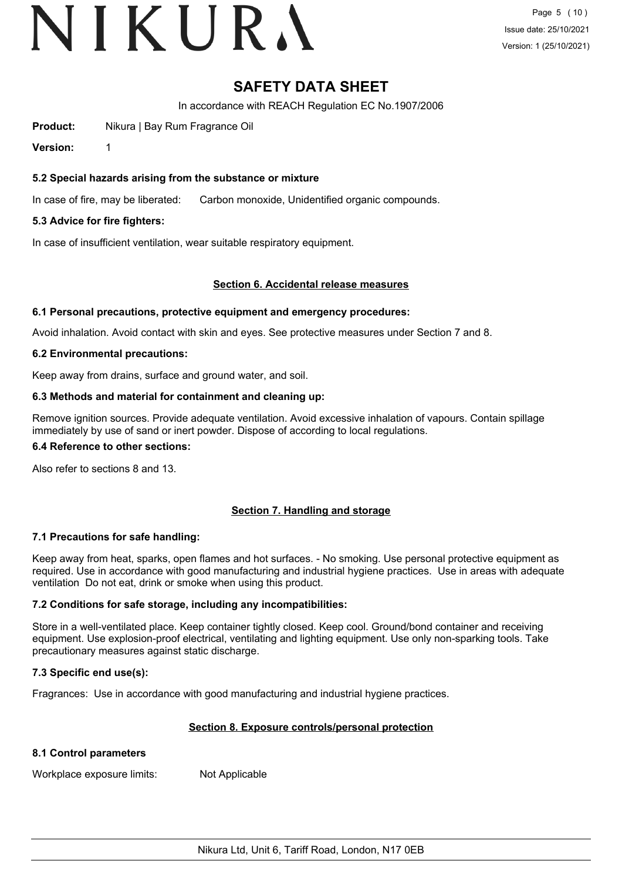# SAFETY DATA SHEET

In accordance with REACH Regulation EC No.1907/2006

**Product:** Nikura | Bay Rum Fragrance Oil

**Version:** 1

### 5.2 Special hazards arising from the substance or mixture

In case of fire, may be liberated: Carbon monoxide, Unidentified organic compounds.

### 5.3 Advice for fire fighters:

In case of insufficient ventilation, wear suitable respiratory equipment.

## Section 6. Accidental release measures

### 6.1 Personal precautions, protective equipment and emergency procedures:

Avoid inhalation. Avoid contact with skin and eyes. See protective measures under Section 7 and 8.

### 6.2 Environmental precautions:

Keep away from drains, surface and ground water, and soil.

### 6.3 Methods and material for containment and cleaning up:

Remove ignition sources. Provide adequate ventilation. Avoid excessive inhalation of vapours. Contain spillage immediately by use of sand or inert powder. Dispose of according to local regulations.

### 6.4 Reference to other sections:

Also refer to sections 8 and 13.

## Section 7. Handling and storage

### 7.1 Precautions for safe handling:

Keep away from heat, sparks, open flames and hot surfaces. - No smoking. Use personal protective equipment as required. Use in accordance with good manufacturing and industrial hygiene practices. Use in areas with adequate ventilation Do not eat, drink or smoke when using this product.

### 7.2 Conditions for safe storage, including any incompatibilities:

Store in a well-ventilated place. Keep container tightly closed. Keep cool. Ground/bond container and receiving equipment. Use explosion-proof electrical, ventilating and lighting equipment. Use only non-sparking tools. Take precautionary measures against static discharge.

### 7.3 Specific end use(s):

Fragrances: Use in accordance with good manufacturing and industrial hygiene practices.

## Section 8. Exposure controls/personal protection

### 8.1 Control parameters

Workplace exposure limits: Not Applicable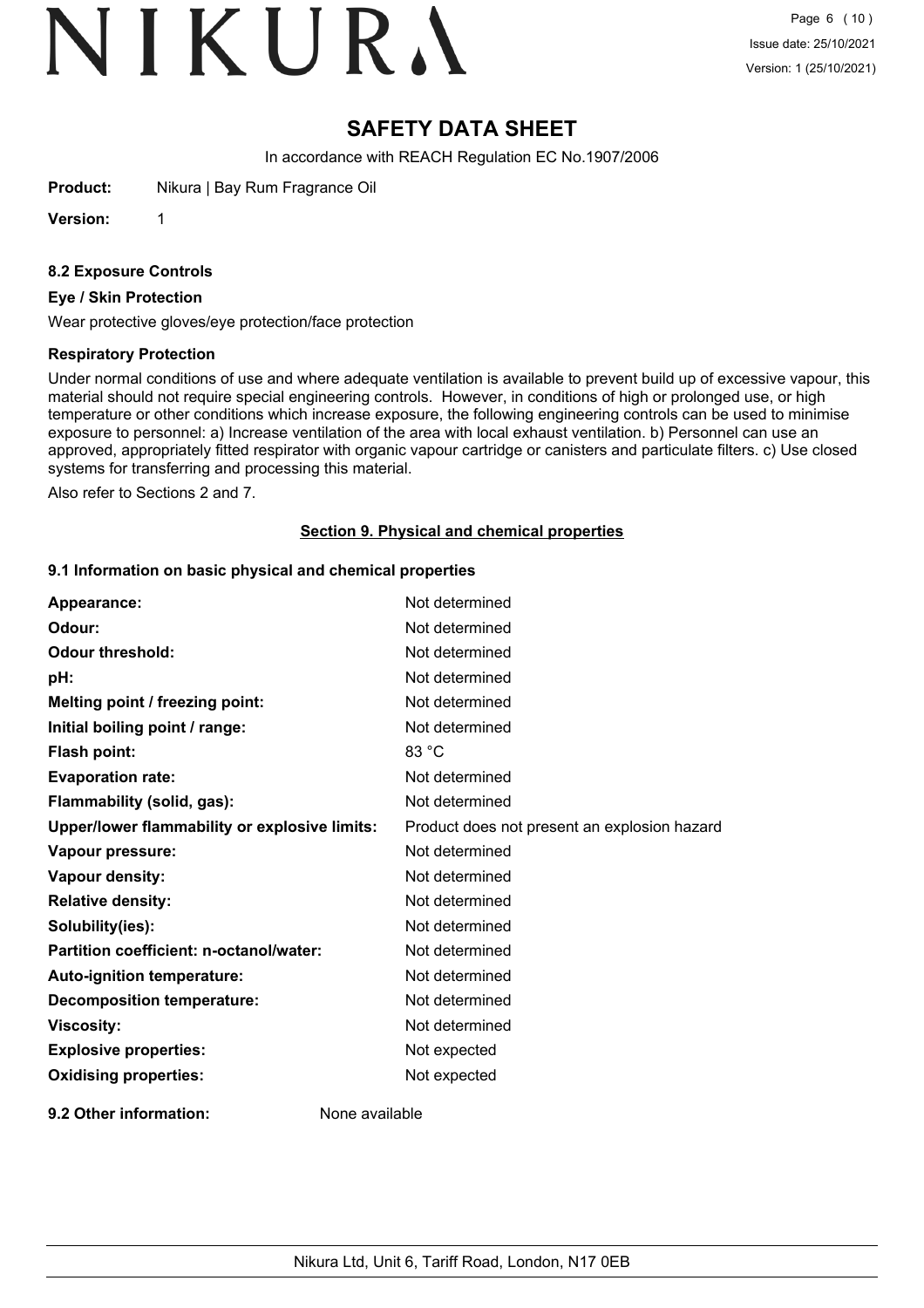# SAFETY DATA SHEET

In accordance with REACH Regulation EC No.1907/2006

**Product:** Nikura | Bay Rum Fragrance Oil

**Version:** 1

### 8.2 Exposure Controls

**Eye / Skin Protection**

Wear protective gloves/eye protection/face protection

**Respiratory Protection**

Under normal conditions of use and where adequate ventilation is available to prevent build up of excessive vapour, this material should not require special engineering controls. However, in conditions of high or prolonged use, or high temperature or other conditions which increase exposure, the following engineering controls can be used to minimise exposure to personnel: a) Increase ventilation of the area with local exhaust ventilation. b) Personnel can use an approved, appropriately fitted respirator with organic vapour cartridge or canisters and particulate filters. c) Use closed systems for transferring and processing this material.

Also refer to Sections 2 and 7.

## Section 9. Physical and chemical properties

### 9.1 Information on basic physical and chemical properties

| | |
|---|---|
| **Appearance:** | Not determined |
| **Odour:** | Not determined |
| **Odour threshold:** | Not determined |
| **pH:** | Not determined |
| **Melting point / freezing point:** | Not determined |
| **Initial boiling point / range:** | Not determined |
| **Flash point:** | 83 °C |
| **Evaporation rate:** | Not determined |
| **Flammability (solid, gas):** | Not determined |
| **Upper/lower flammability or explosive limits:** | Product does not present an explosion hazard |
| **Vapour pressure:** | Not determined |
| **Vapour density:** | Not determined |
| **Relative density:** | Not determined |
| **Solubility(ies):** | Not determined |
| **Partition coefficient: n-octanol/water:** | Not determined |
| **Auto-ignition temperature:** | Not determined |
| **Decomposition temperature:** | Not determined |
| **Viscosity:** | Not determined |
| **Explosive properties:** | Not expected |
| **Oxidising properties:** | Not expected |

**9.2 Other information:** None available

Nikura Ltd, Unit 6, Tariff Road, London, N17 0EB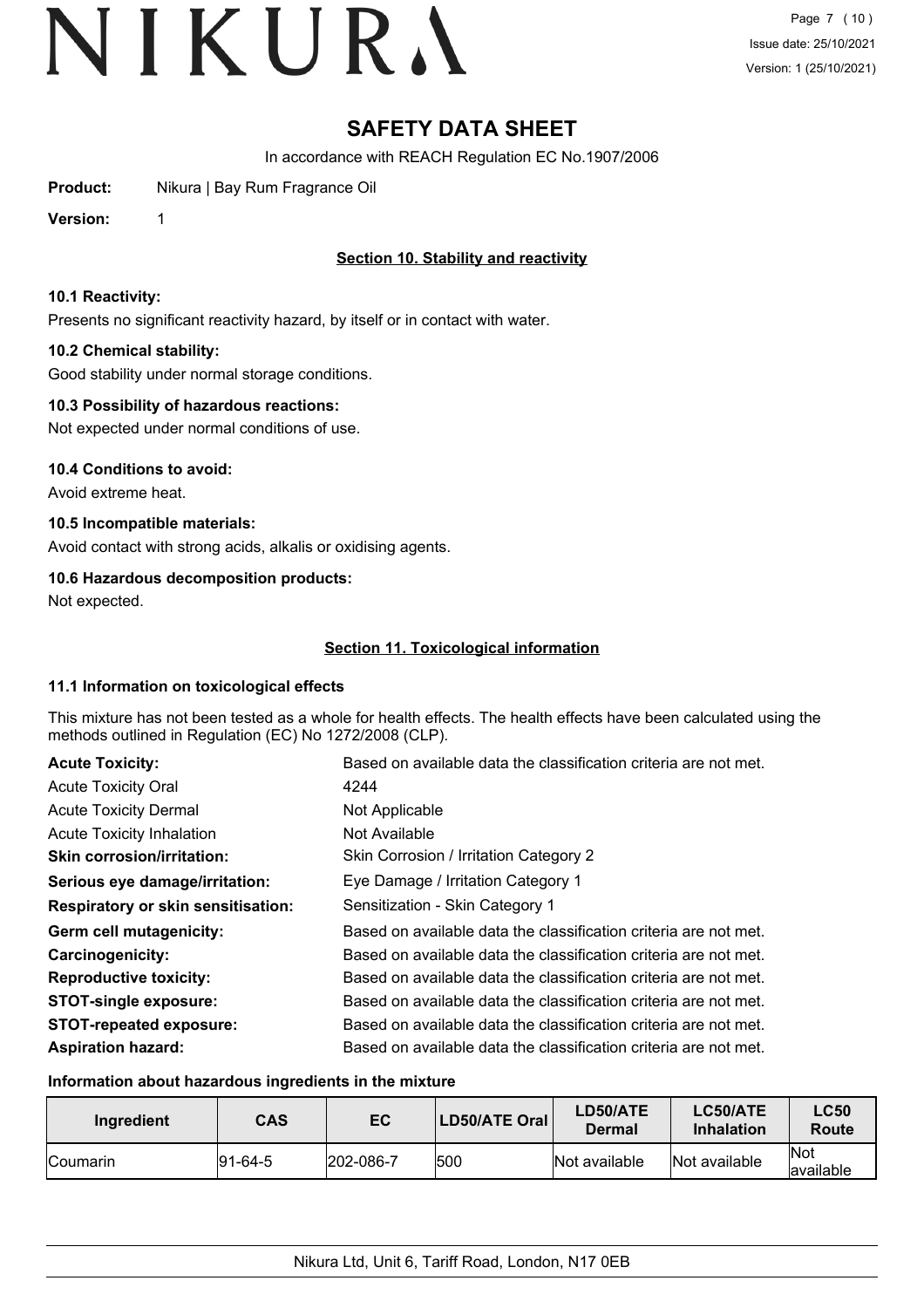# SAFETY DATA SHEET

In accordance with REACH Regulation EC No.1907/2006

**Product:** Nikura | Bay Rum Fragrance Oil

**Version:** 1

## Section 10. Stability and reactivity

### 10.1 Reactivity:

Presents no significant reactivity hazard, by itself or in contact with water.

### 10.2 Chemical stability:

Good stability under normal storage conditions.

### 10.3 Possibility of hazardous reactions:

Not expected under normal conditions of use.

### 10.4 Conditions to avoid:

Avoid extreme heat.

### 10.5 Incompatible materials:

Avoid contact with strong acids, alkalis or oxidising agents.

### 10.6 Hazardous decomposition products:

Not expected.

## Section 11. Toxicological information

### 11.1 Information on toxicological effects

This mixture has not been tested as a whole for health effects. The health effects have been calculated using the methods outlined in Regulation (EC) No 1272/2008 (CLP).

| | |
|---|---|
| **Acute Toxicity:** | Based on available data the classification criteria are not met. |
| Acute Toxicity Oral | 4244 |
| Acute Toxicity Dermal | Not Applicable |
| Acute Toxicity Inhalation | Not Available |
| **Skin corrosion/irritation:** | Skin Corrosion / Irritation Category 2 |
| **Serious eye damage/irritation:** | Eye Damage / Irritation Category 1 |
| **Respiratory or skin sensitisation:** | Sensitization - Skin Category 1 |
| **Germ cell mutagenicity:** | Based on available data the classification criteria are not met. |
| **Carcinogenicity:** | Based on available data the classification criteria are not met. |
| **Reproductive toxicity:** | Based on available data the classification criteria are not met. |
| **STOT-single exposure:** | Based on available data the classification criteria are not met. |
| **STOT-repeated exposure:** | Based on available data the classification criteria are not met. |
| **Aspiration hazard:** | Based on available data the classification criteria are not met. |

### Information about hazardous ingredients in the mixture

| Ingredient | CAS | EC | LD50/ATE Oral | LD50/ATE Dermal | LC50/ATE Inhalation | LC50 Route |
|---|---|---|---|---|---|---|
| Coumarin | 91-64-5 | 202-086-7 | 500 | Not available | Not available | Not available |

Nikura Ltd, Unit 6, Tariff Road, London, N17 0EB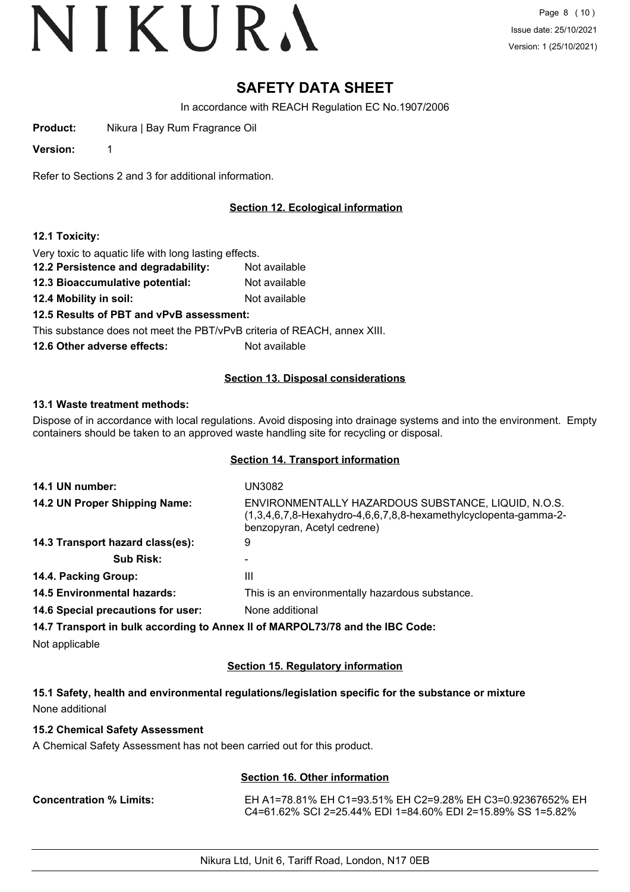# SAFETY DATA SHEET

In accordance with REACH Regulation EC No.1907/2006

**Product:** Nikura | Bay Rum Fragrance Oil

**Version:** 1

Refer to Sections 2 and 3 for additional information.

## Section 12. Ecological information

**12.1 Toxicity:**

Very toxic to aquatic life with long lasting effects.

**12.2 Persistence and degradability:** Not available

**12.3 Bioaccumulative potential:** Not available

**12.4 Mobility in soil:** Not available

**12.5 Results of PBT and vPvB assessment:**

This substance does not meet the PBT/vPvB criteria of REACH, annex XIII.

**12.6 Other adverse effects:** Not available

## Section 13. Disposal considerations

**13.1 Waste treatment methods:**

Dispose of in accordance with local regulations. Avoid disposing into drainage systems and into the environment. Empty containers should be taken to an approved waste handling site for recycling or disposal.

## Section 14. Transport information

**14.1 UN number:** UN3082

**14.2 UN Proper Shipping Name:** ENVIRONMENTALLY HAZARDOUS SUBSTANCE, LIQUID, N.O.S. (1,3,4,6,7,8-Hexahydro-4,6,6,7,8,8-hexamethylcyclopenta-gamma-2-benzopyran, Acetyl cedrene)

**14.3 Transport hazard class(es):** 9

**Sub Risk:** -

**14.4. Packing Group:** III

**14.5 Environmental hazards:** This is an environmentally hazardous substance.

**14.6 Special precautions for user:** None additional

**14.7 Transport in bulk according to Annex II of MARPOL73/78 and the IBC Code:**

Not applicable

## Section 15. Regulatory information

**15.1 Safety, health and environmental regulations/legislation specific for the substance or mixture**

None additional

**15.2 Chemical Safety Assessment**

A Chemical Safety Assessment has not been carried out for this product.

## Section 16. Other information

**Concentration % Limits:** EH A1=78.81% EH C1=93.51% EH C2=9.28% EH C3=0.92367652% EH C4=61.62% SCI 2=25.44% EDI 1=84.60% EDI 2=15.89% SS 1=5.82%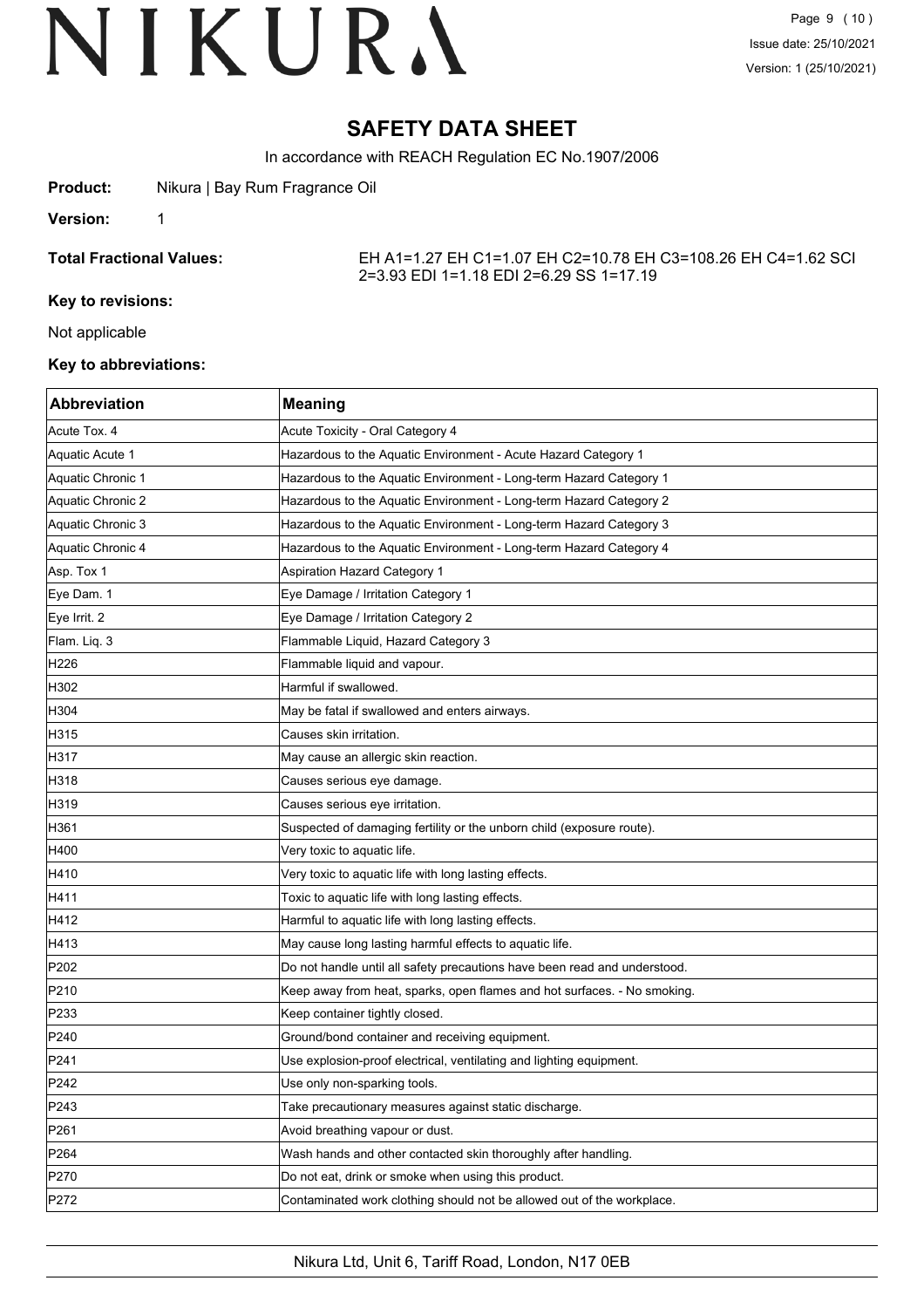# SAFETY DATA SHEET

In accordance with REACH Regulation EC No.1907/2006

**Product:** Nikura | Bay Rum Fragrance Oil

**Version:** 1

**Total Fractional Values:** EH A1=1.27 EH C1=1.07 EH C2=10.78 EH C3=108.26 EH C4=1.62 SCI 2=3.93 EDI 1=1.18 EDI 2=6.29 SS 1=17.19

**Key to revisions:**

Not applicable

**Key to abbreviations:**

| Abbreviation | Meaning |
|---|---|
| Acute Tox. 4 | Acute Toxicity - Oral Category 4 |
| Aquatic Acute 1 | Hazardous to the Aquatic Environment - Acute Hazard Category 1 |
| Aquatic Chronic 1 | Hazardous to the Aquatic Environment - Long-term Hazard Category 1 |
| Aquatic Chronic 2 | Hazardous to the Aquatic Environment - Long-term Hazard Category 2 |
| Aquatic Chronic 3 | Hazardous to the Aquatic Environment - Long-term Hazard Category 3 |
| Aquatic Chronic 4 | Hazardous to the Aquatic Environment - Long-term Hazard Category 4 |
| Asp. Tox 1 | Aspiration Hazard Category 1 |
| Eye Dam. 1 | Eye Damage / Irritation Category 1 |
| Eye Irrit. 2 | Eye Damage / Irritation Category 2 |
| Flam. Liq. 3 | Flammable Liquid, Hazard Category 3 |
| H226 | Flammable liquid and vapour. |
| H302 | Harmful if swallowed. |
| H304 | May be fatal if swallowed and enters airways. |
| H315 | Causes skin irritation. |
| H317 | May cause an allergic skin reaction. |
| H318 | Causes serious eye damage. |
| H319 | Causes serious eye irritation. |
| H361 | Suspected of damaging fertility or the unborn child (exposure route). |
| H400 | Very toxic to aquatic life. |
| H410 | Very toxic to aquatic life with long lasting effects. |
| H411 | Toxic to aquatic life with long lasting effects. |
| H412 | Harmful to aquatic life with long lasting effects. |
| H413 | May cause long lasting harmful effects to aquatic life. |
| P202 | Do not handle until all safety precautions have been read and understood. |
| P210 | Keep away from heat, sparks, open flames and hot surfaces. - No smoking. |
| P233 | Keep container tightly closed. |
| P240 | Ground/bond container and receiving equipment. |
| P241 | Use explosion-proof electrical, ventilating and lighting equipment. |
| P242 | Use only non-sparking tools. |
| P243 | Take precautionary measures against static discharge. |
| P261 | Avoid breathing vapour or dust. |
| P264 | Wash hands and other contacted skin thoroughly after handling. |
| P270 | Do not eat, drink or smoke when using this product. |
| P272 | Contaminated work clothing should not be allowed out of the workplace. |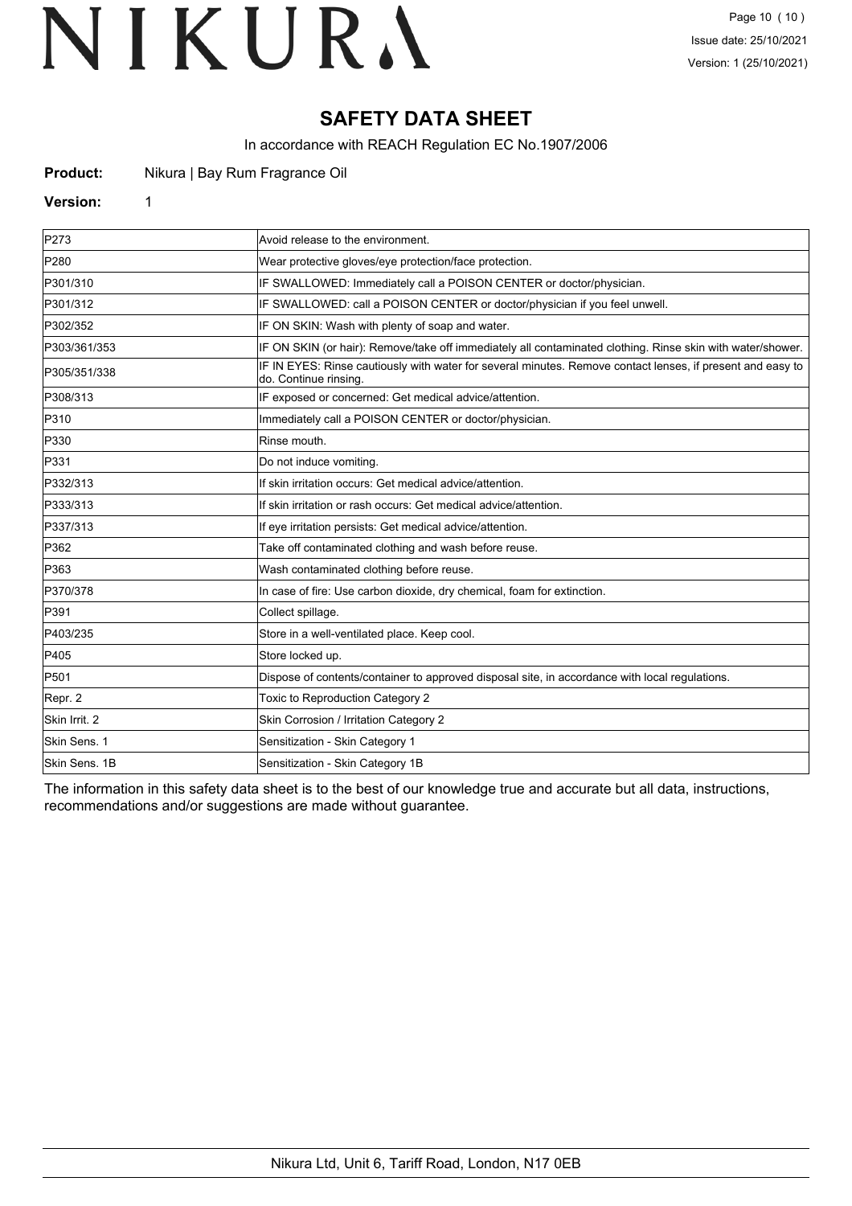# SAFETY DATA SHEET

In accordance with REACH Regulation EC No.1907/2006

**Product:** Nikura | Bay Rum Fragrance Oil

**Version:** 1

| | |
|---|---|
| P273 | Avoid release to the environment. |
| P280 | Wear protective gloves/eye protection/face protection. |
| P301/310 | IF SWALLOWED: Immediately call a POISON CENTER or doctor/physician. |
| P301/312 | IF SWALLOWED: call a POISON CENTER or doctor/physician if you feel unwell. |
| P302/352 | IF ON SKIN: Wash with plenty of soap and water. |
| P303/361/353 | IF ON SKIN (or hair): Remove/take off immediately all contaminated clothing. Rinse skin with water/shower. |
| P305/351/338 | IF IN EYES: Rinse cautiously with water for several minutes. Remove contact lenses, if present and easy to do. Continue rinsing. |
| P308/313 | IF exposed or concerned: Get medical advice/attention. |
| P310 | Immediately call a POISON CENTER or doctor/physician. |
| P330 | Rinse mouth. |
| P331 | Do not induce vomiting. |
| P332/313 | If skin irritation occurs: Get medical advice/attention. |
| P333/313 | If skin irritation or rash occurs: Get medical advice/attention. |
| P337/313 | If eye irritation persists: Get medical advice/attention. |
| P362 | Take off contaminated clothing and wash before reuse. |
| P363 | Wash contaminated clothing before reuse. |
| P370/378 | In case of fire: Use carbon dioxide, dry chemical, foam for extinction. |
| P391 | Collect spillage. |
| P403/235 | Store in a well-ventilated place. Keep cool. |
| P405 | Store locked up. |
| P501 | Dispose of contents/container to approved disposal site, in accordance with local regulations. |
| Repr. 2 | Toxic to Reproduction Category 2 |
| Skin Irrit. 2 | Skin Corrosion / Irritation Category 2 |
| Skin Sens. 1 | Sensitization - Skin Category 1 |
| Skin Sens. 1B | Sensitization - Skin Category 1B |

The information in this safety data sheet is to the best of our knowledge true and accurate but all data, instructions, recommendations and/or suggestions are made without guarantee.